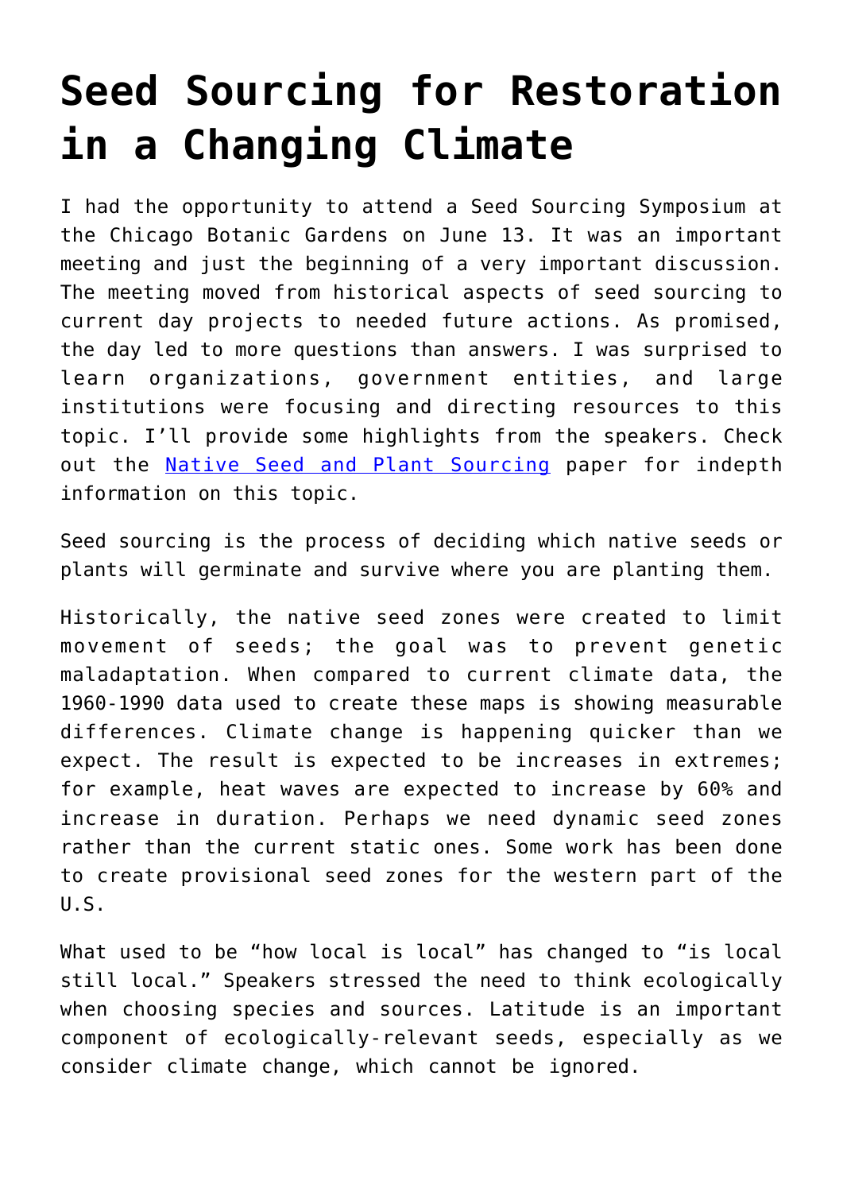# Seed Sourcing for Restoration in a Changing Climate

I had the opportunity to attend a Seed Sourcing Symposium at the Chicago Botanic Gardens on June 13. It was an important meeting and just the beginning of a very important discussion. The meeting moved from historical aspects of seed sourcing to current day projects to needed future actions. As promised, the day led to more questions than answers. I was surprised to learn organizations, government entities, and large institutions were focusing and directing resources to this topic. I'll provide some highlights from the speakers. Check out the [Native Seed and Plant Sourcing]() paper for indepth information on this topic.

Seed sourcing is the process of deciding which native seeds or plants will germinate and survive where you are planting them.

Historically, the native seed zones were created to limit movement of seeds; the goal was to prevent genetic maladaptation. When compared to current climate data, the 1960-1990 data used to create these maps is showing measurable differences. Climate change is happening quicker than we expect. The result is expected to be increases in extremes; for example, heat waves are expected to increase by 60% and increase in duration. Perhaps we need dynamic seed zones rather than the current static ones. Some work has been done to create provisional seed zones for the western part of the U.S.

What used to be "how local is local" has changed to "is local still local." Speakers stressed the need to think ecologically when choosing species and sources. Latitude is an important component of ecologically-relevant seeds, especially as we consider climate change, which cannot be ignored.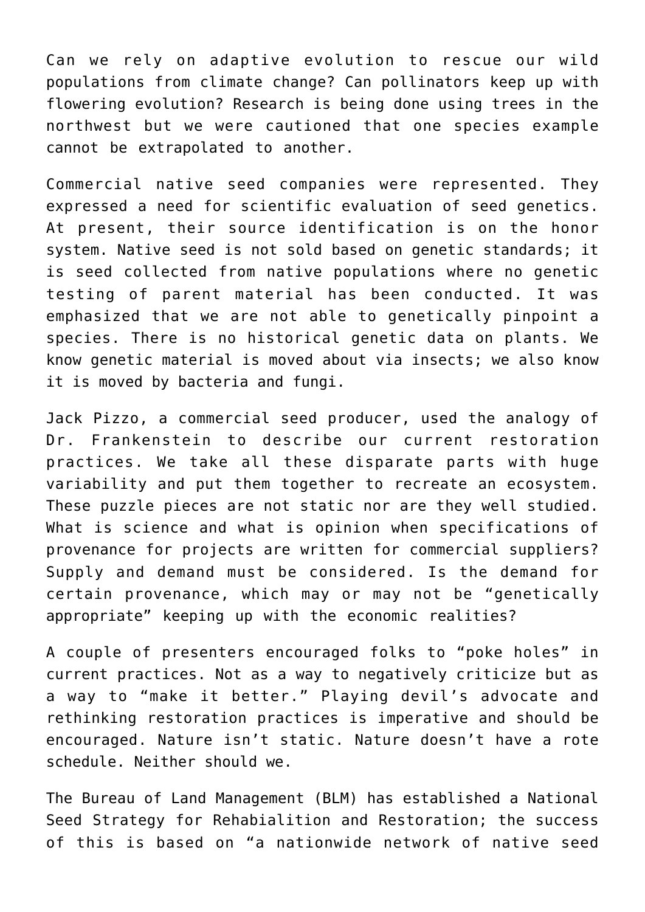Can we rely on adaptive evolution to rescue our wild populations from climate change? Can pollinators keep up with flowering evolution? Research is being done using trees in the northwest but we were cautioned that one species example cannot be extrapolated to another.

Commercial native seed companies were represented. They expressed a need for scientific evaluation of seed genetics. At present, their source identification is on the honor system. Native seed is not sold based on genetic standards; it is seed collected from native populations where no genetic testing of parent material has been conducted. It was emphasized that we are not able to genetically pinpoint a species. There is no historical genetic data on plants. We know genetic material is moved about via insects; we also know it is moved by bacteria and fungi.

Jack Pizzo, a commercial seed producer, used the analogy of Dr. Frankenstein to describe our current restoration practices. We take all these disparate parts with huge variability and put them together to recreate an ecosystem. These puzzle pieces are not static nor are they well studied. What is science and what is opinion when specifications of provenance for projects are written for commercial suppliers? Supply and demand must be considered. Is the demand for certain provenance, which may or may not be "genetically appropriate" keeping up with the economic realities?

A couple of presenters encouraged folks to "poke holes" in current practices. Not as a way to negatively criticize but as a way to "make it better." Playing devil's advocate and rethinking restoration practices is imperative and should be encouraged. Nature isn't static. Nature doesn't have a rote schedule. Neither should we.

The Bureau of Land Management (BLM) has established a National Seed Strategy for Rehabialition and Restoration; the success of this is based on "a nationwide network of native seed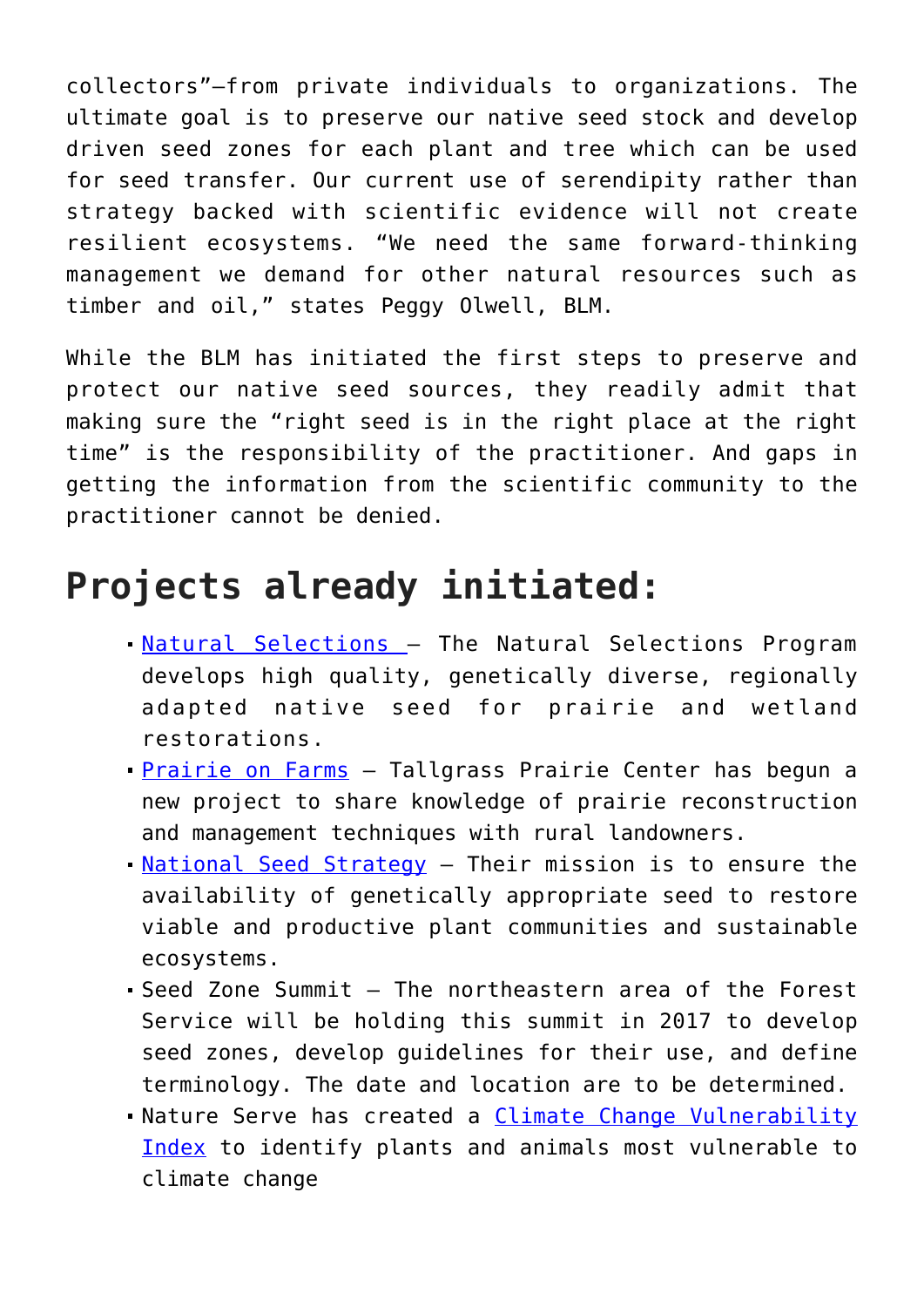collectors"—from private individuals to organizations. The ultimate goal is to preserve our native seed stock and develop driven seed zones for each plant and tree which can be used for seed transfer. Our current use of serendipity rather than strategy backed with scientific evidence will not create resilient ecosystems. "We need the same forward-thinking management we demand for other natural resources such as timber and oil," states Peggy Olwell, BLM.

While the BLM has initiated the first steps to preserve and protect our native seed sources, they readily admit that making sure the "right seed is in the right place at the right time" is the responsibility of the practitioner. And gaps in getting the information from the scientific community to the practitioner cannot be denied.

## Projects already initiated:

- Natural Selections – The Natural Selections Program develops high quality, genetically diverse, regionally adapted native seed for prairie and wetland restorations.
- Prairie on Farms – Tallgrass Prairie Center has begun a new project to share knowledge of prairie reconstruction and management techniques with rural landowners.
- National Seed Strategy – Their mission is to ensure the availability of genetically appropriate seed to restore viable and productive plant communities and sustainable ecosystems.
- Seed Zone Summit – The northeastern area of the Forest Service will be holding this summit in 2017 to develop seed zones, develop guidelines for their use, and define terminology. The date and location are to be determined.
- Nature Serve has created a Climate Change Vulnerability Index to identify plants and animals most vulnerable to climate change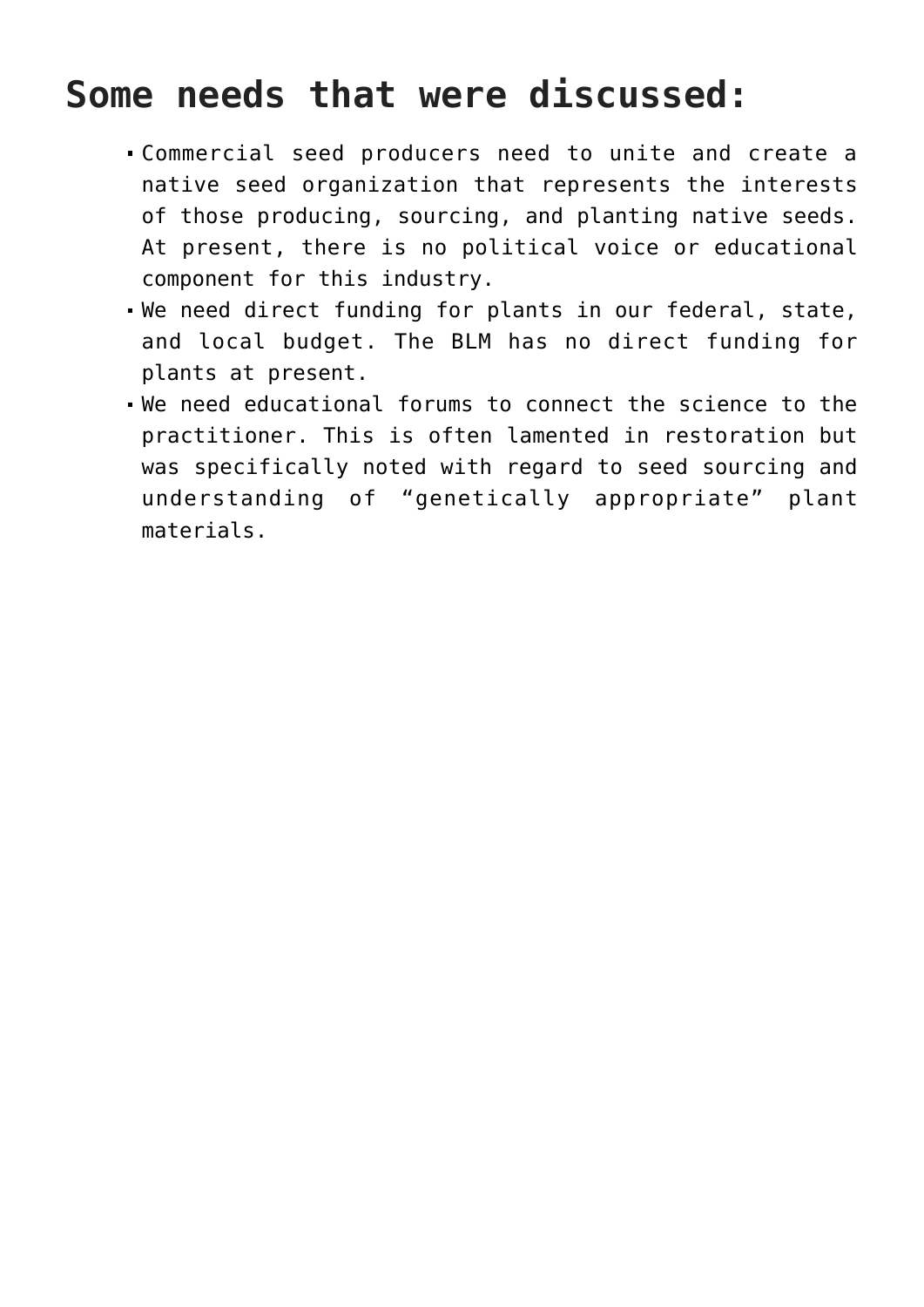## Some needs that were discussed:

- Commercial seed producers need to unite and create a native seed organization that represents the interests of those producing, sourcing, and planting native seeds. At present, there is no political voice or educational component for this industry.
- We need direct funding for plants in our federal, state, and local budget. The BLM has no direct funding for plants at present.
- We need educational forums to connect the science to the practitioner. This is often lamented in restoration but was specifically noted with regard to seed sourcing and understanding of “genetically appropriate” plant materials.